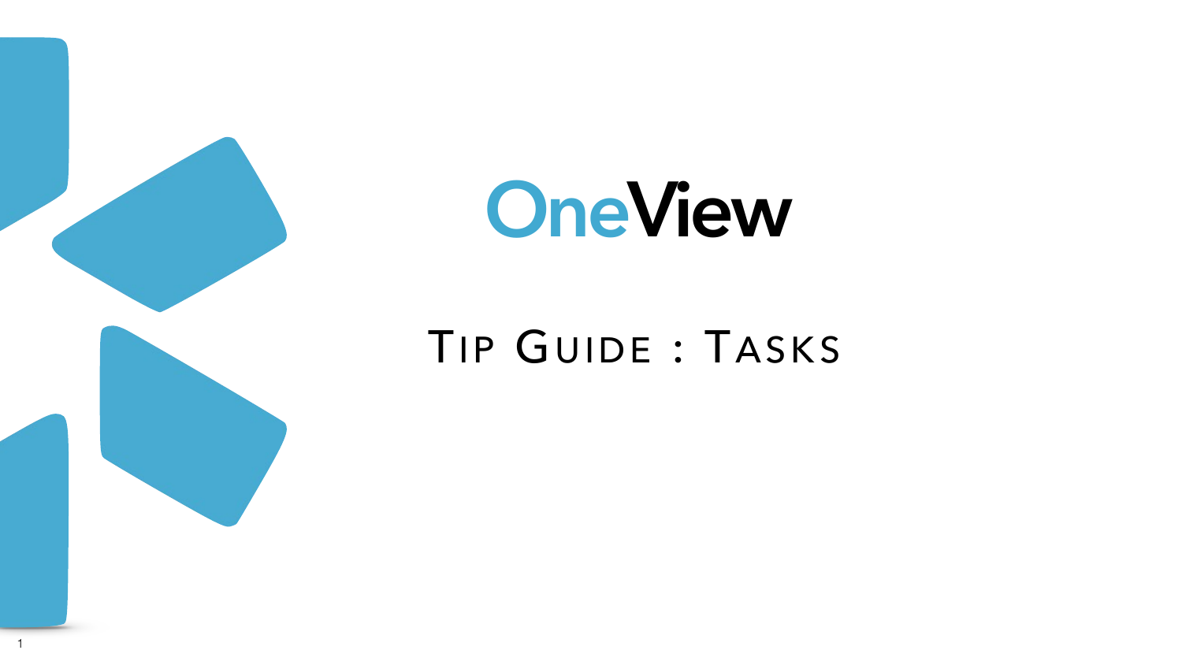# OneView

## Tip Guide : Tasks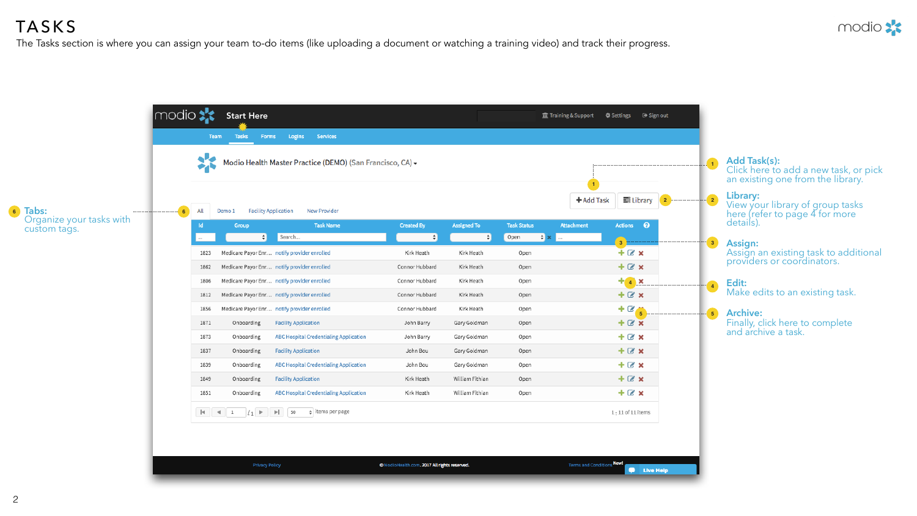# TASKS

The Tasks section is where you can assign your team to-do items (like uploading a document or watching a training video) and track their progress.

**Add Task(s):**
Click here to add a new task, or pick an existing one from the library.

**Library:**
View your library of group tasks here (refer to page 4 for more details).

**Assign:**
Assign an existing task to additional providers or coordinators.

**Edit:**
Make edits to an existing task.

**Archive:**
Finally, click here to complete and archive a task.

**Tabs:**
Organize your tasks with custom tags.

| Id | Group | Task Name | Created By | Assigned To | Task Status | Attachment | Actions |
|---|---|---|---|---|---|---|---|
| 1823 | Medicare Payor Enr... | notify provider enrolled | Kirk Heath | Kirk Heath | Open | | |
| 1862 | Medicare Payor Enr... | notify provider enrolled | Connor Hubbard | Kirk Heath | Open | | |
| 1806 | Medicare Payor Enr... | notify provider enrolled | Connor Hubbard | Kirk Heath | Open | | |
| 1812 | Medicare Payor Enr... | notify provider enrolled | Connor Hubbard | Kirk Heath | Open | | |
| 1856 | Medicare Payor Enr... | notify provider enrolled | Connor Hubbard | Kirk Heath | Open | | |
| 1871 | Onboarding | Facility Application | John Barry | Gary Goldman | Open | | |
| 1873 | Onboarding | ABC Hospital Credentialing Application | John Barry | Gary Goldman | Open | | |
| 1837 | Onboarding | Facility Application | John Bou | Gary Goldman | Open | | |
| 1839 | Onboarding | ABC Hospital Credentialing Application | John Bou | Gary Goldman | Open | | |
| 1849 | Onboarding | Facility Application | Kirk Heath | William Fithian | Open | | |
| 1851 | Onboarding | ABC Hospital Credentialing Application | Kirk Heath | William Fithian | Open | | |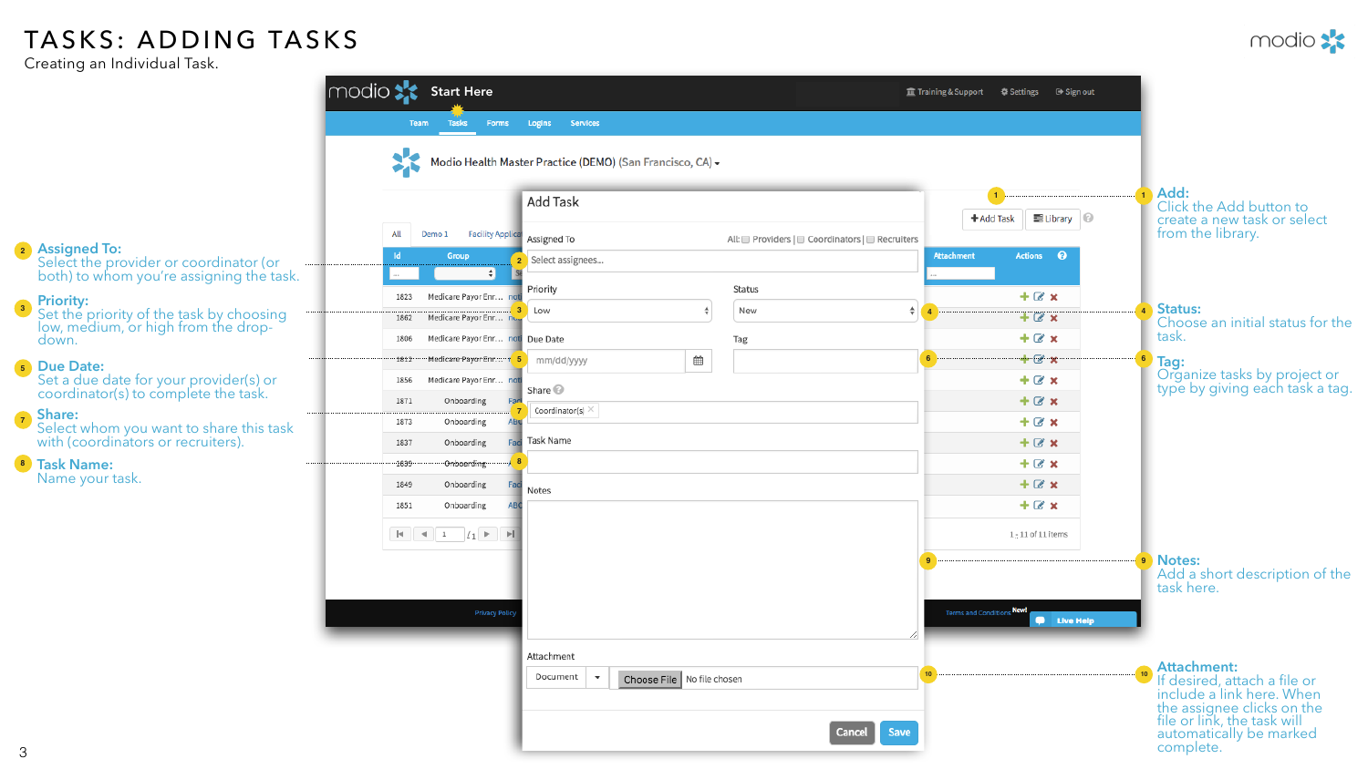# TASKS: ADDING TASKS

Creating an Individual Task.

**1 Add:**
Click the Add button to create a new task or select from the library.

**2 Assigned To:**
Select the provider or coordinator (or both) to whom you're assigning the task.

**3 Priority:**
Set the priority of the task by choosing low, medium, or high from the drop-down.

**4 Status:**
Choose an initial status for the task.

**5 Due Date:**
Set a due date for your provider(s) or coordinator(s) to complete the task.

**6 Tag:**
Organize tasks by project or type by giving each task a tag.

**7 Share:**
Select whom you want to share this task with (coordinators or recruiters).

**8 Task Name:**
Name your task.

**9 Notes:**
Add a short description of the task here.

**10 Attachment:**
If desired, attach a file or include a link here. When the assignee clicks on the file or link, the task will automatically be marked complete.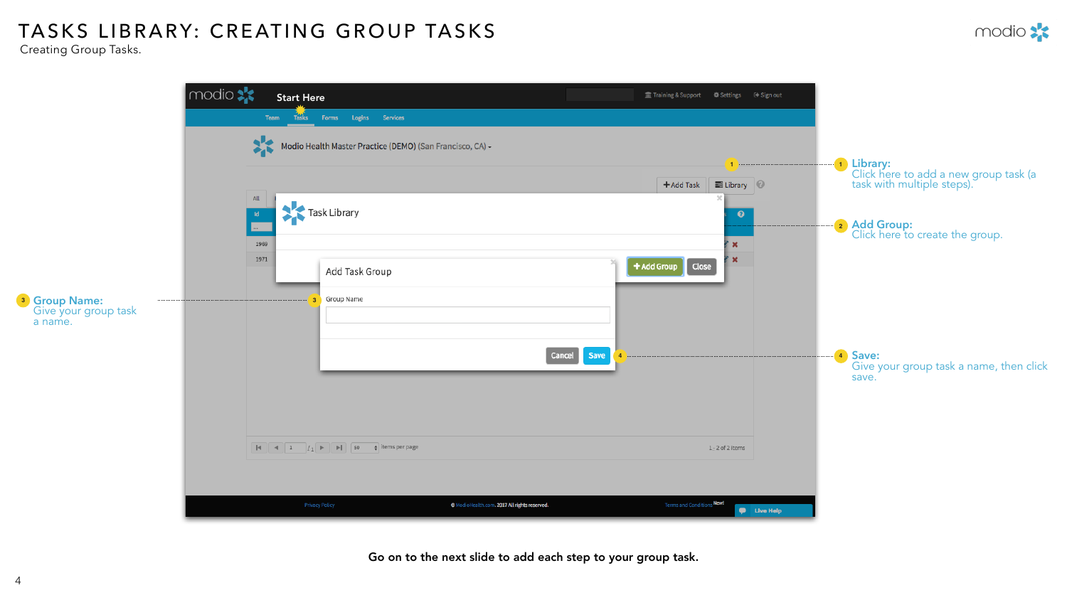# TASKS LIBRARY: CREATING GROUP TASKS

Creating Group Tasks.

**1 Library:** Click here to add a new group task (a task with multiple steps).

**2 Add Group:** Click here to create the group.

**3 Group Name:** Give your group task a name.

**4 Save:** Give your group task a name, then click save.

**Go on to the next slide to add each step to your group task.**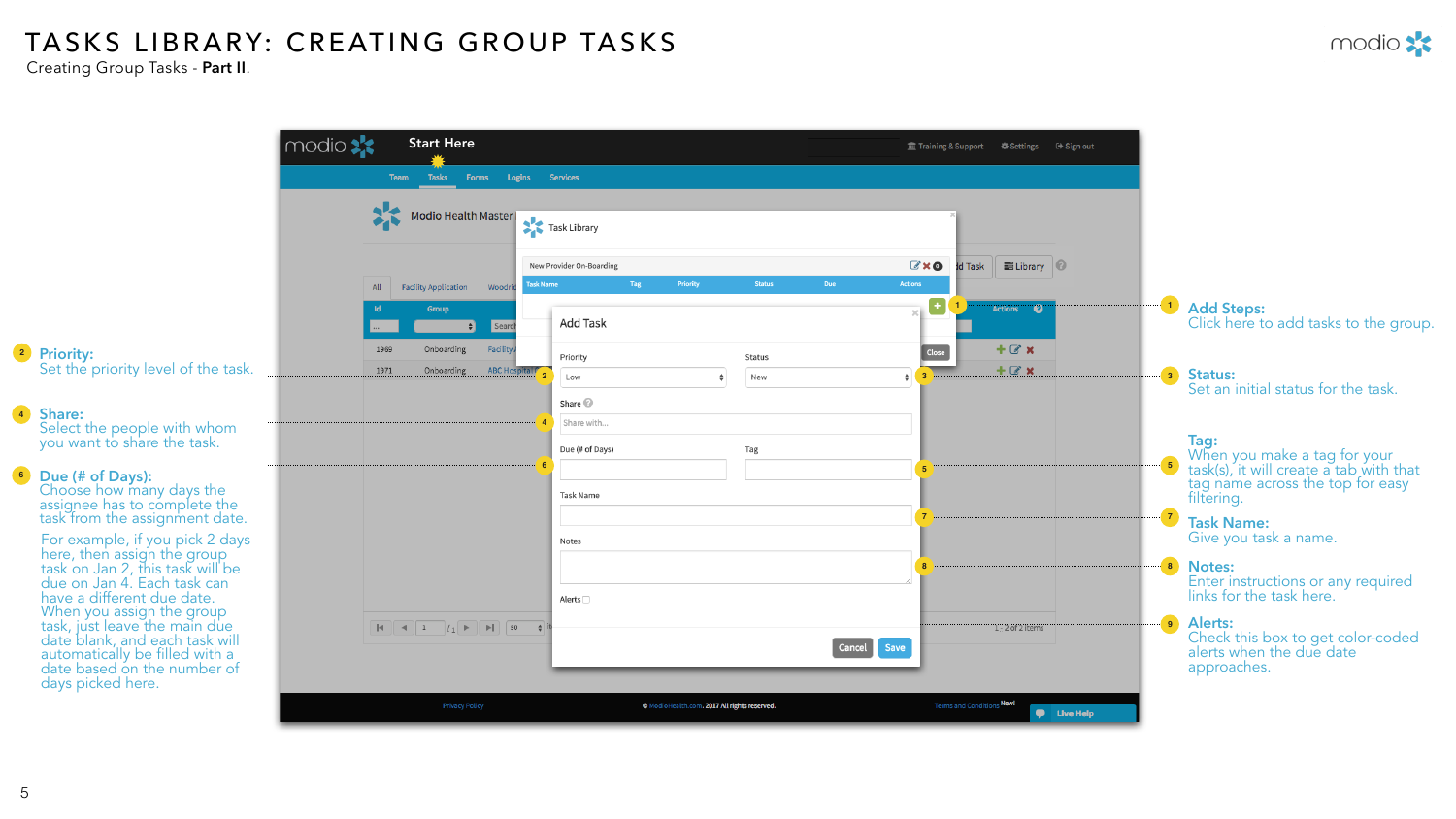# TASKS LIBRARY: CREATING GROUP TASKS

Creating Group Tasks - **Part II.**

**1 Add Steps:**
Click here to add tasks to the group.

**2 Priority:**
Set the priority level of the task.

**3 Status:**
Set an initial status for the task.

**4 Share:**
Select the people with whom you want to share the task.

**5 Tag:**
When you make a tag for your task(s), it will create a tab with that tag name across the top for easy filtering.

**6 Due (# of Days):**
Choose how many days the assignee has to complete the task from the assignment date.

For example, if you pick 2 days here, then assign the group task on Jan 2, this task will be due on Jan 4. Each task can have a different due date. When you assign the group task, just leave the main due date blank, and each task will automatically be filled with a date based on the number of days picked here.

**7 Task Name:**
Give you task a name.

**8 Notes:**
Enter instructions or any required links for the task here.

**9 Alerts:**
Check this box to get color-coded alerts when the due date approaches.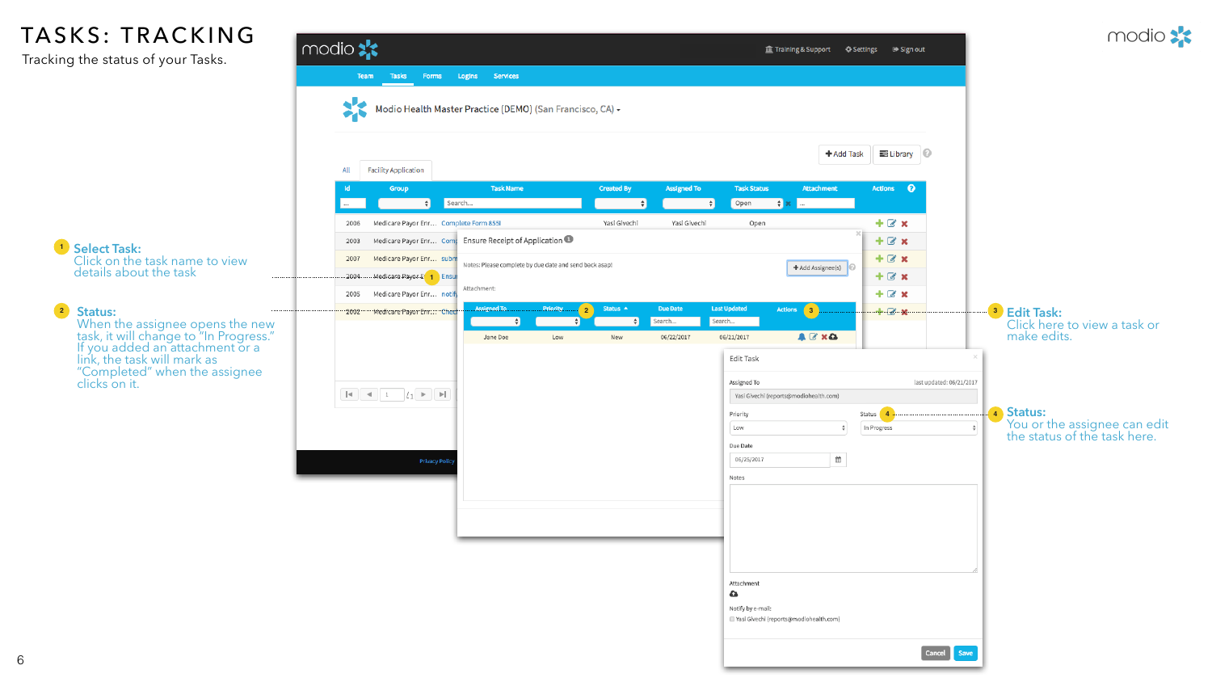# TASKS: TRACKING

Tracking the status of your Tasks.

**1 Select Task:**
Click on the task name to view details about the task

**2 Status:**
When the assignee opens the new task, it will change to "In Progress." If you added an attachment or a link, the task will mark as "Completed" when the assignee clicks on it.

**3 Edit Task:**
Click here to view a task or make edits.

**4 Status:**
You or the assignee can edit the status of the task here.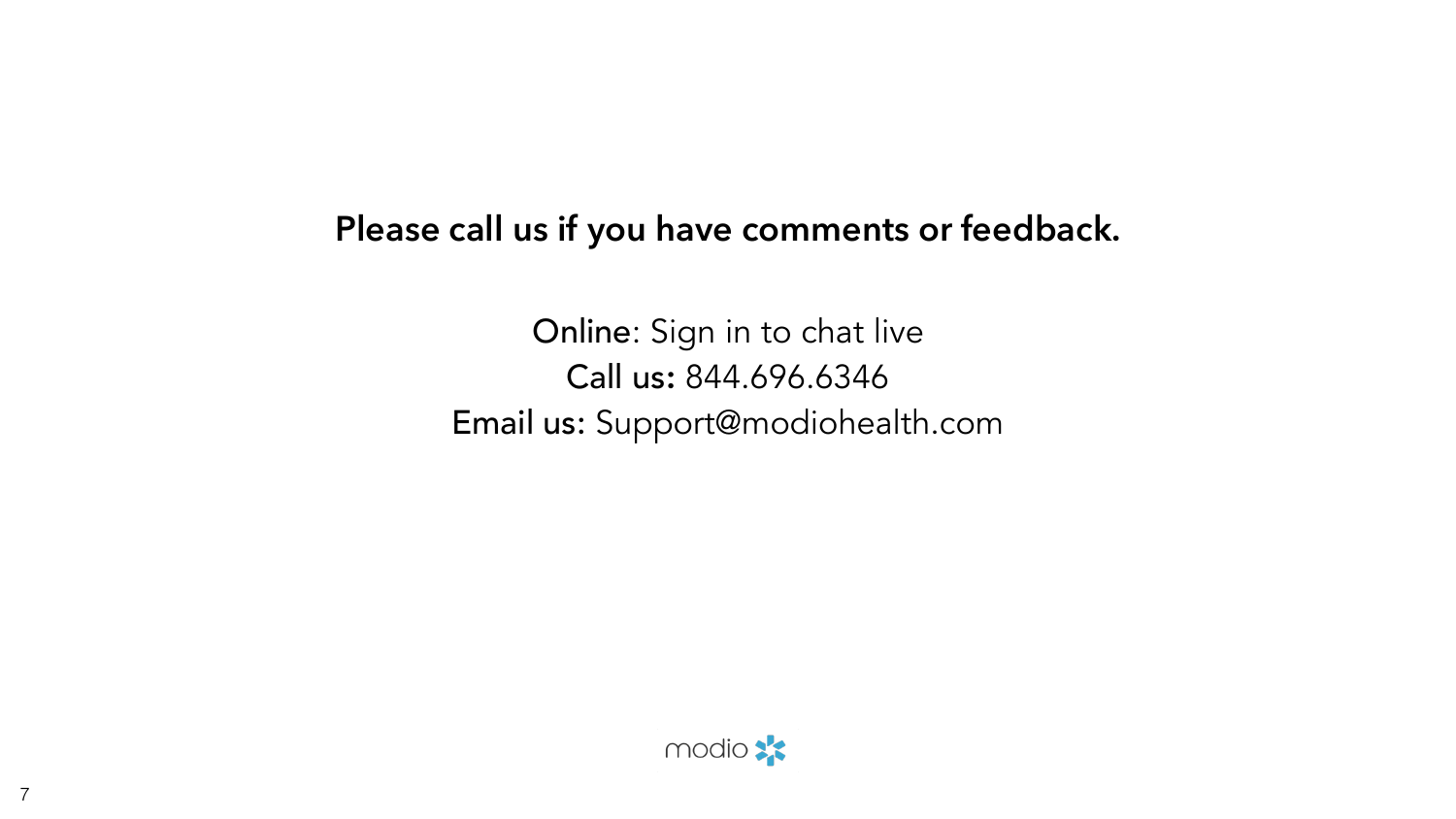**Please call us if you have comments or feedback.**

**Online**: Sign in to chat live
**Call us:** 844.696.6346
**Email us:** Support@modiohealth.com

modio